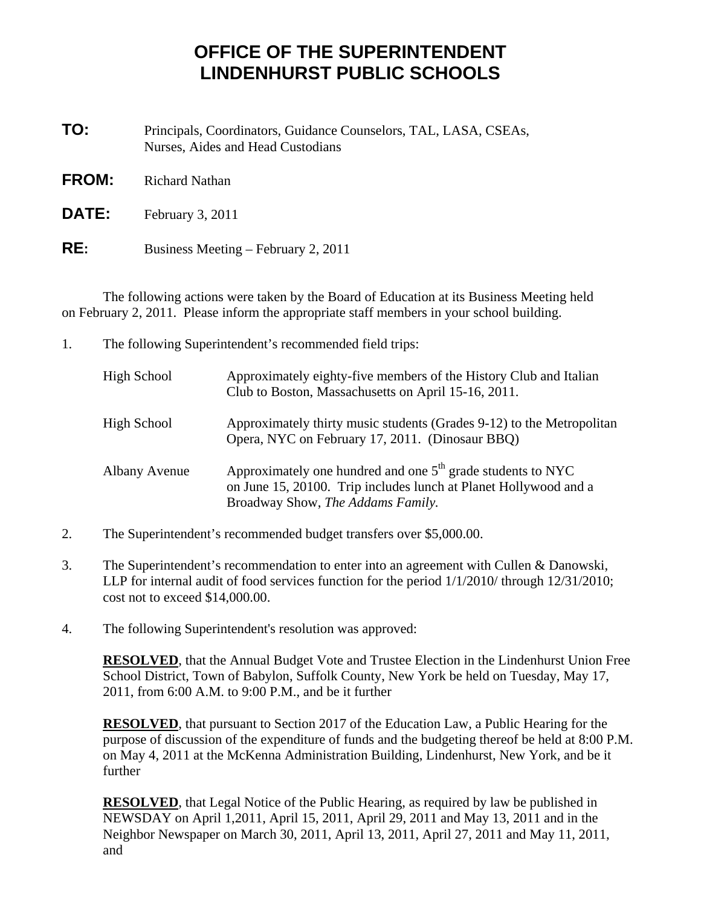# OFFICE OF THE SUPERINTENDENT
# LINDENHURST PUBLIC SCHOOLS

**TO:** Principals, Coordinators, Guidance Counselors, TAL, LASA, CSEAs, Nurses, Aides and Head Custodians

**FROM:** Richard Nathan

**DATE:** February 3, 2011

**RE:** Business Meeting – February 2, 2011

The following actions were taken by the Board of Education at its Business Meeting held on February 2, 2011. Please inform the appropriate staff members in your school building.

1. The following Superintendent's recommended field trips:

| | |
|---|---|
| High School | Approximately eighty-five members of the History Club and Italian Club to Boston, Massachusetts on April 15-16, 2011. |
| High School | Approximately thirty music students (Grades 9-12) to the Metropolitan Opera, NYC on February 17, 2011. (Dinosaur BBQ) |
| Albany Avenue | Approximately one hundred and one 5th grade students to NYC on June 15, 20100. Trip includes lunch at Planet Hollywood and a Broadway Show, *The Addams Family.* |

2. The Superintendent's recommended budget transfers over $5,000.00.

3. The Superintendent's recommendation to enter into an agreement with Cullen & Danowski, LLP for internal audit of food services function for the period 1/1/2010/ through 12/31/2010; cost not to exceed $14,000.00.

4. The following Superintendent's resolution was approved:

   **RESOLVED**, that the Annual Budget Vote and Trustee Election in the Lindenhurst Union Free School District, Town of Babylon, Suffolk County, New York be held on Tuesday, May 17, 2011, from 6:00 A.M. to 9:00 P.M., and be it further

   **RESOLVED**, that pursuant to Section 2017 of the Education Law, a Public Hearing for the purpose of discussion of the expenditure of funds and the budgeting thereof be held at 8:00 P.M. on May 4, 2011 at the McKenna Administration Building, Lindenhurst, New York, and be it further

   **RESOLVED**, that Legal Notice of the Public Hearing, as required by law be published in NEWSDAY on April 1,2011, April 15, 2011, April 29, 2011 and May 13, 2011 and in the Neighbor Newspaper on March 30, 2011, April 13, 2011, April 27, 2011 and May 11, 2011, and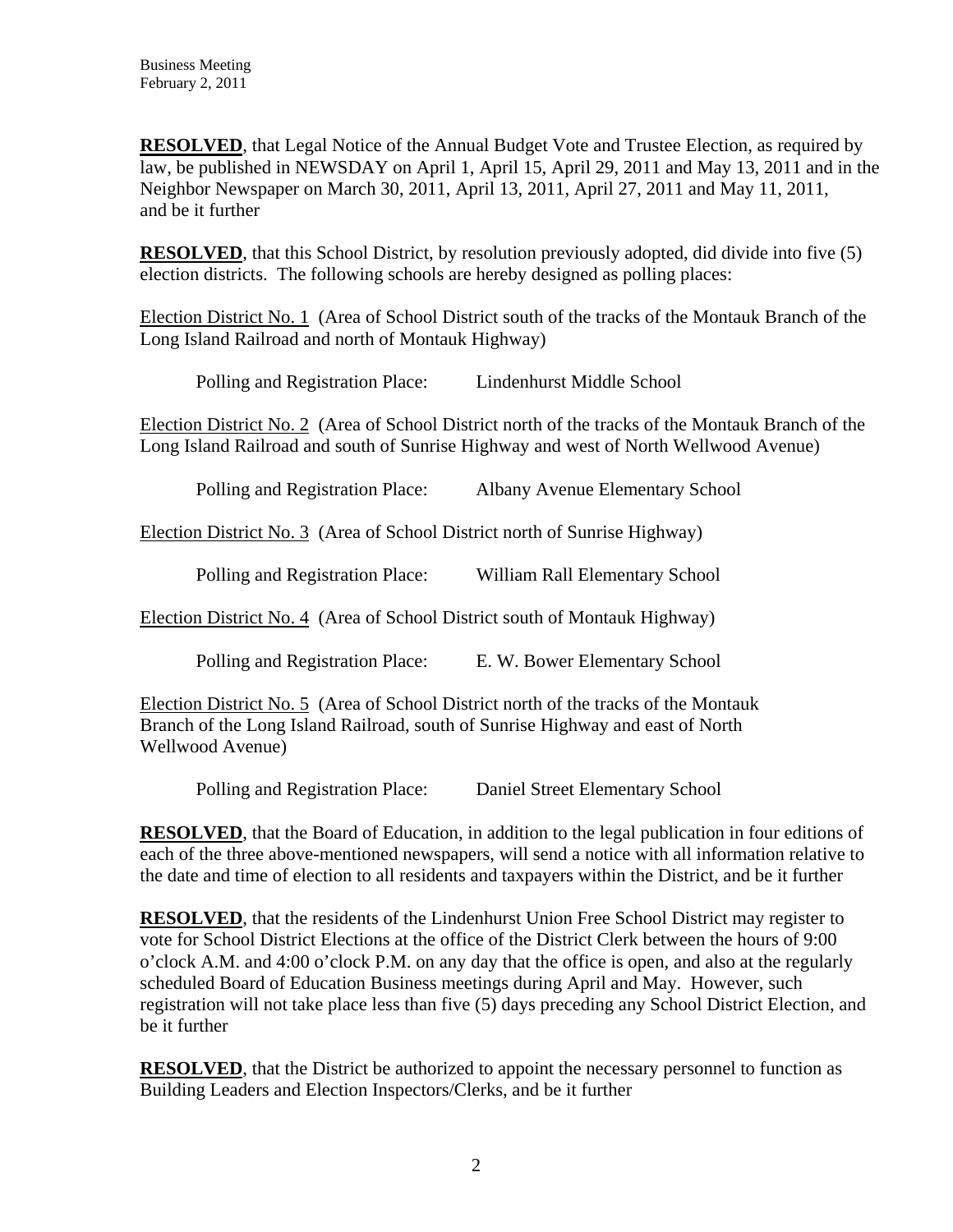**RESOLVED**, that Legal Notice of the Annual Budget Vote and Trustee Election, as required by law, be published in NEWSDAY on April 1, April 15, April 29, 2011 and May 13, 2011 and in the Neighbor Newspaper on March 30, 2011, April 13, 2011, April 27, 2011 and May 11, 2011, and be it further

**RESOLVED**, that this School District, by resolution previously adopted, did divide into five (5) election districts. The following schools are hereby designed as polling places:

Election District No. 1 (Area of School District south of the tracks of the Montauk Branch of the Long Island Railroad and north of Montauk Highway)

Polling and Registration Place: Lindenhurst Middle School

Election District No. 2 (Area of School District north of the tracks of the Montauk Branch of the Long Island Railroad and south of Sunrise Highway and west of North Wellwood Avenue)

Polling and Registration Place: Albany Avenue Elementary School

Election District No. 3 (Area of School District north of Sunrise Highway)

Polling and Registration Place: William Rall Elementary School

Election District No. 4 (Area of School District south of Montauk Highway)

Polling and Registration Place: E. W. Bower Elementary School

Election District No. 5 (Area of School District north of the tracks of the Montauk Branch of the Long Island Railroad, south of Sunrise Highway and east of North Wellwood Avenue)

Polling and Registration Place: Daniel Street Elementary School

**RESOLVED**, that the Board of Education, in addition to the legal publication in four editions of each of the three above-mentioned newspapers, will send a notice with all information relative to the date and time of election to all residents and taxpayers within the District, and be it further

**RESOLVED**, that the residents of the Lindenhurst Union Free School District may register to vote for School District Elections at the office of the District Clerk between the hours of 9:00 o'clock A.M. and 4:00 o'clock P.M. on any day that the office is open, and also at the regularly scheduled Board of Education Business meetings during April and May. However, such registration will not take place less than five (5) days preceding any School District Election, and be it further

**RESOLVED**, that the District be authorized to appoint the necessary personnel to function as Building Leaders and Election Inspectors/Clerks, and be it further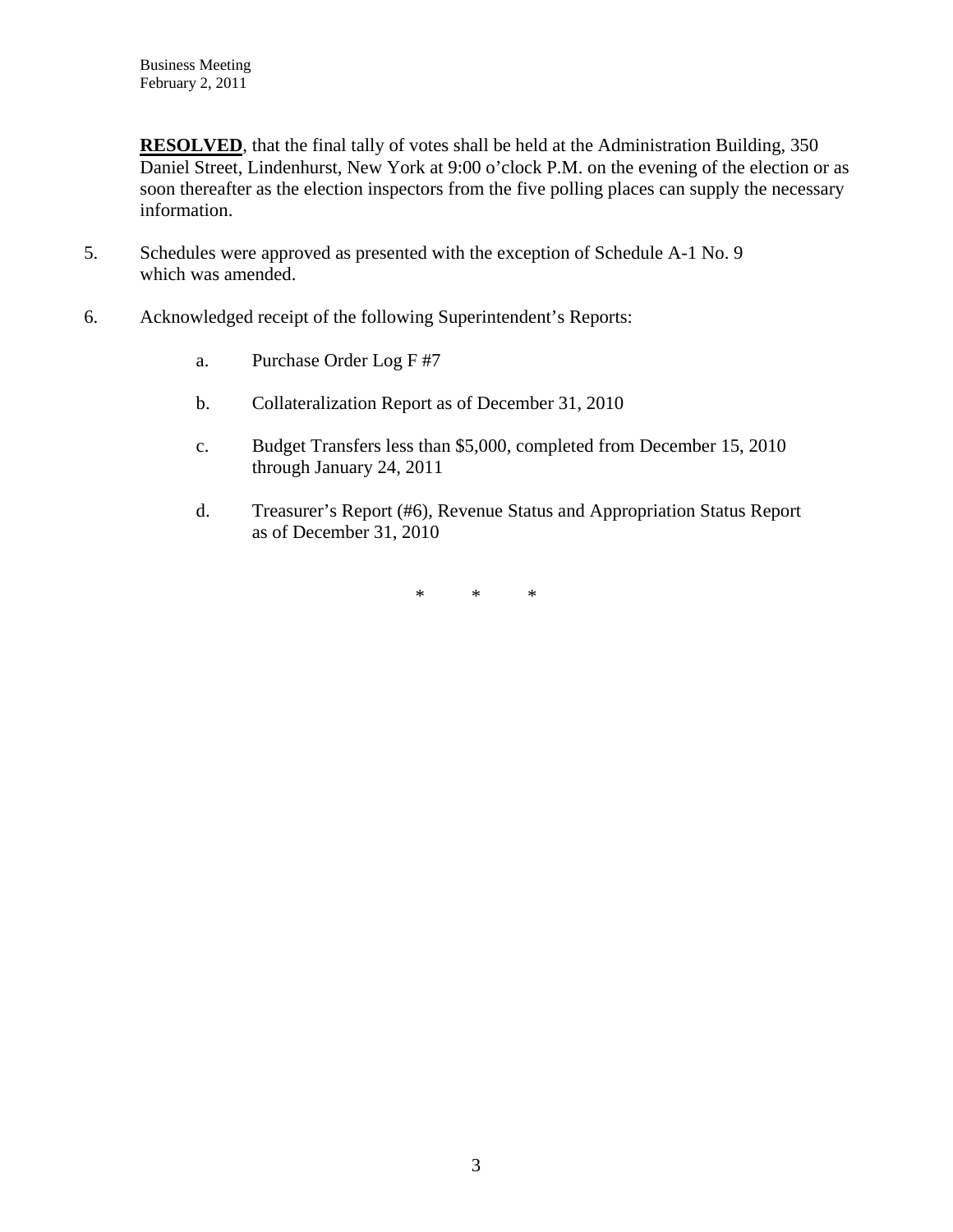**RESOLVED**, that the final tally of votes shall be held at the Administration Building, 350 Daniel Street, Lindenhurst, New York at 9:00 o'clock P.M. on the evening of the election or as soon thereafter as the election inspectors from the five polling places can supply the necessary information.

5. Schedules were approved as presented with the exception of Schedule A-1 No. 9 which was amended.

6. Acknowledged receipt of the following Superintendent's Reports:

   a. Purchase Order Log F #7

   b. Collateralization Report as of December 31, 2010

   c. Budget Transfers less than $5,000, completed from December 15, 2010 through January 24, 2011

   d. Treasurer's Report (#6), Revenue Status and Appropriation Status Report as of December 31, 2010

\* \* \*